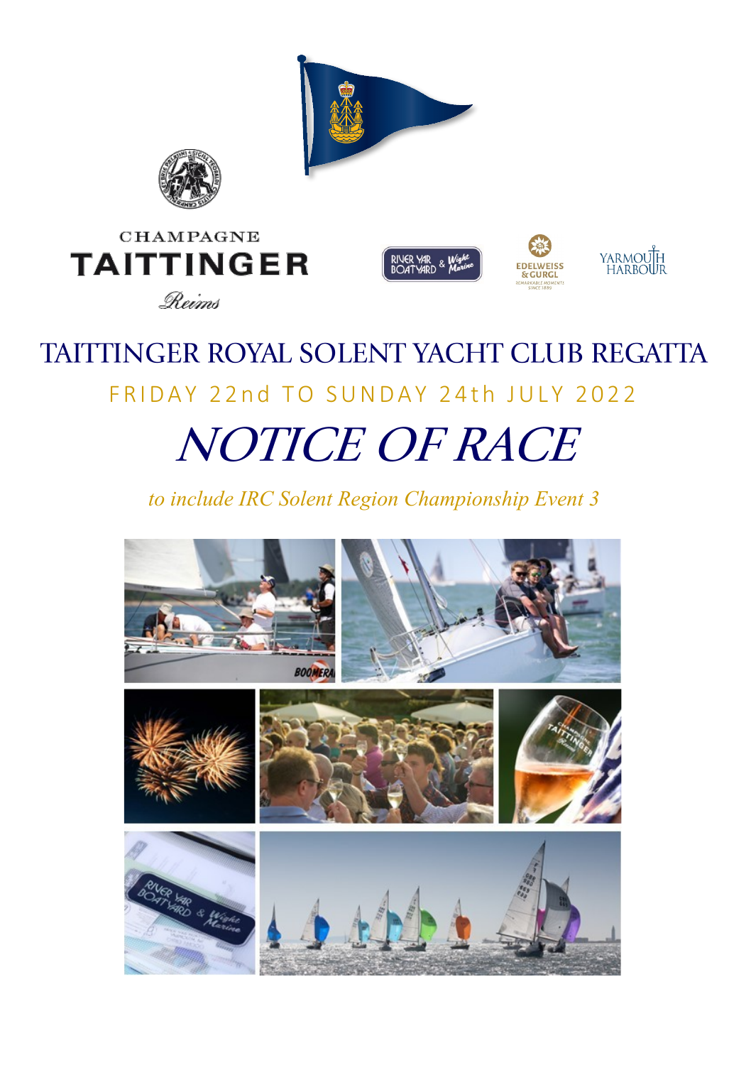CHAMPAGNE

TAITTINGER

Reims

# TAITTINGER ROYAL SOLENT YACHT CLUB REGATTA

FRIDAY 22nd TO SUNDAY 24th JULY 2022

# *NOTICE OF RACE*

*to include IRC Solent Region Championship Event 3*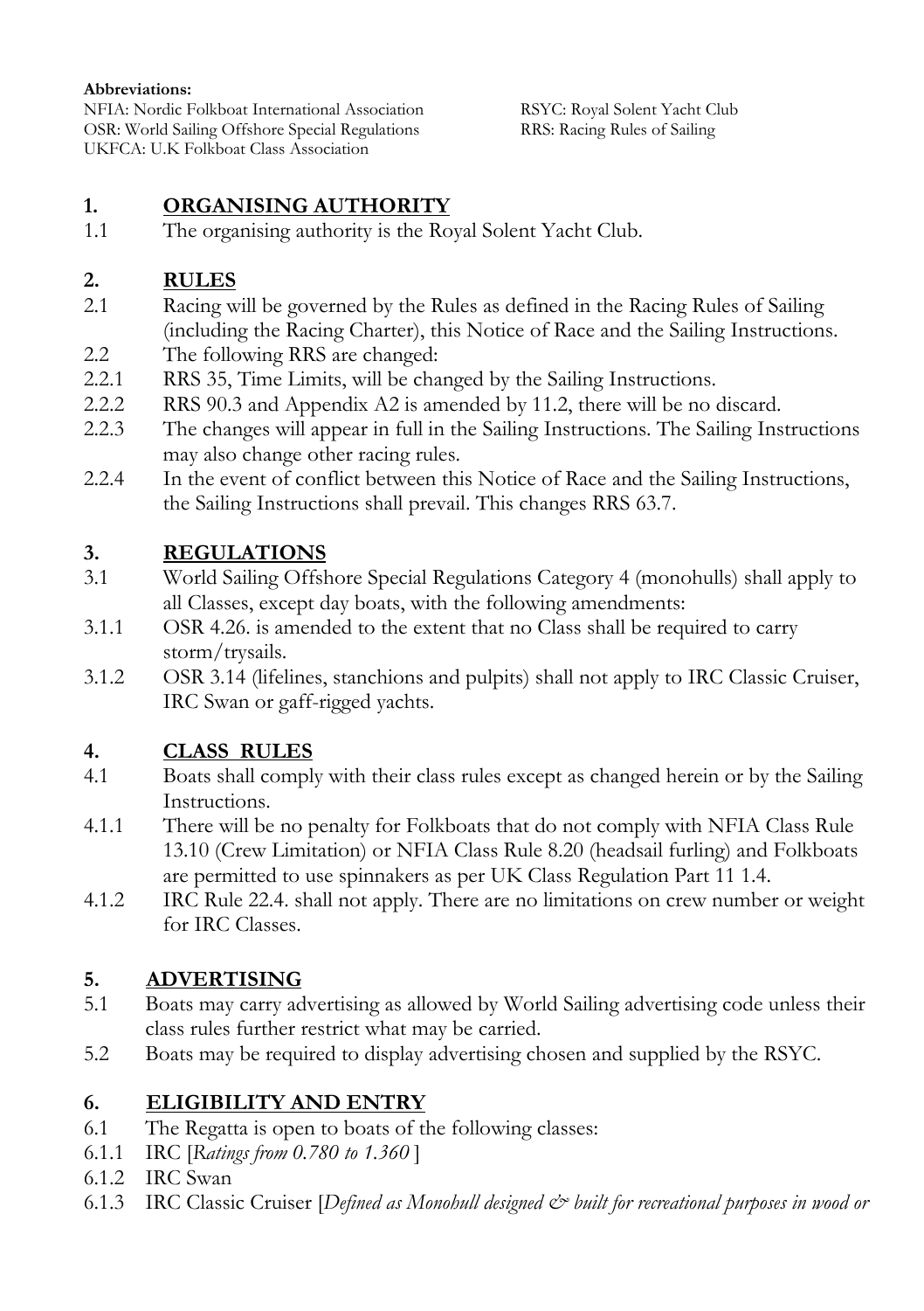**Abbreviations:**

NFIA: Nordic Folkboat International Association
OSR: World Sailing Offshore Special Regulations
UKFCA: U.K Folkboat Class Association
RSYC: Royal Solent Yacht Club
RRS: Racing Rules of Sailing

## 1. ORGANISING AUTHORITY

1.1 The organising authority is the Royal Solent Yacht Club.

## 2. RULES

2.1 Racing will be governed by the Rules as defined in the Racing Rules of Sailing (including the Racing Charter), this Notice of Race and the Sailing Instructions.

2.2 The following RRS are changed:

2.2.1 RRS 35, Time Limits, will be changed by the Sailing Instructions.

2.2.2 RRS 90.3 and Appendix A2 is amended by 11.2, there will be no discard.

2.2.3 The changes will appear in full in the Sailing Instructions. The Sailing Instructions may also change other racing rules.

2.2.4 In the event of conflict between this Notice of Race and the Sailing Instructions, the Sailing Instructions shall prevail. This changes RRS 63.7.

## 3. REGULATIONS

3.1 World Sailing Offshore Special Regulations Category 4 (monohulls) shall apply to all Classes, except day boats, with the following amendments:

3.1.1 OSR 4.26. is amended to the extent that no Class shall be required to carry storm/trysails.

3.1.2 OSR 3.14 (lifelines, stanchions and pulpits) shall not apply to IRC Classic Cruiser, IRC Swan or gaff-rigged yachts.

## 4. CLASS RULES

4.1 Boats shall comply with their class rules except as changed herein or by the Sailing Instructions.

4.1.1 There will be no penalty for Folkboats that do not comply with NFIA Class Rule 13.10 (Crew Limitation) or NFIA Class Rule 8.20 (headsail furling) and Folkboats are permitted to use spinnakers as per UK Class Regulation Part 11 1.4.

4.1.2 IRC Rule 22.4. shall not apply. There are no limitations on crew number or weight for IRC Classes.

## 5. ADVERTISING

5.1 Boats may carry advertising as allowed by World Sailing advertising code unless their class rules further restrict what may be carried.

5.2 Boats may be required to display advertising chosen and supplied by the RSYC.

## 6. ELIGIBILITY AND ENTRY

6.1 The Regatta is open to boats of the following classes:

6.1.1 IRC [*Ratings from 0.780 to 1.360* ]

6.1.2 IRC Swan

6.1.3 IRC Classic Cruiser [*Defined as Monohull designed & built for recreational purposes in wood or*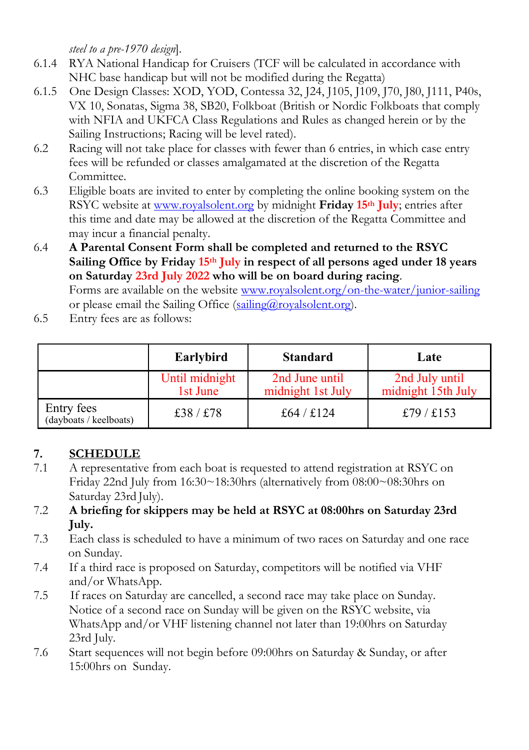*steel to a pre-1970 design*].

6.1.4 RYA National Handicap for Cruisers (TCF will be calculated in accordance with NHC base handicap but will not be modified during the Regatta)

6.1.5 One Design Classes: XOD, YOD, Contessa 32, J24, J105, J109, J70, J80, J111, P40s, VX 10, Sonatas, Sigma 38, SB20, Folkboat (British or Nordic Folkboats that comply with NFIA and UKFCA Class Regulations and Rules as changed herein or by the Sailing Instructions; Racing will be level rated).

6.2 Racing will not take place for classes with fewer than 6 entries, in which case entry fees will be refunded or classes amalgamated at the discretion of the Regatta Committee.

6.3 Eligible boats are invited to enter by completing the online booking system on the RSYC website at www.royalsolent.org by midnight **Friday 15th July**; entries after this time and date may be allowed at the discretion of the Regatta Committee and may incur a financial penalty.

6.4 **A Parental Consent Form shall be completed and returned to the RSYC Sailing Office by Friday 15th July in respect of all persons aged under 18 years on Saturday 23rd July 2022 who will be on board during racing**.
Forms are available on the website www.royalsolent.org/on-the-water/junior-sailing or please email the Sailing Office (sailing@royalsolent.org).

6.5 Entry fees are as follows:

| | **Earlybird** | **Standard** | **Late** |
|---|---|---|---|
| | Until midnight 1st June | 2nd June until midnight 1st July | 2nd July until midnight 15th July |
| Entry fees (dayboats / keelboats) | £38 / £78 | £64 / £124 | £79 / £153 |

## 7. SCHEDULE

7.1 A representative from each boat is requested to attend registration at RSYC on Friday 22nd July from 16:30~18:30hrs (alternatively from 08:00~08:30hrs on Saturday 23rd July).

7.2 **A briefing for skippers may be held at RSYC at 08:00hrs on Saturday 23rd July.**

7.3 Each class is scheduled to have a minimum of two races on Saturday and one race on Sunday.

7.4 If a third race is proposed on Saturday, competitors will be notified via VHF and/or WhatsApp.

7.5 If races on Saturday are cancelled, a second race may take place on Sunday. Notice of a second race on Sunday will be given on the RSYC website, via WhatsApp and/or VHF listening channel not later than 19:00hrs on Saturday 23rd July.

7.6 Start sequences will not begin before 09:00hrs on Saturday & Sunday, or after 15:00hrs on Sunday.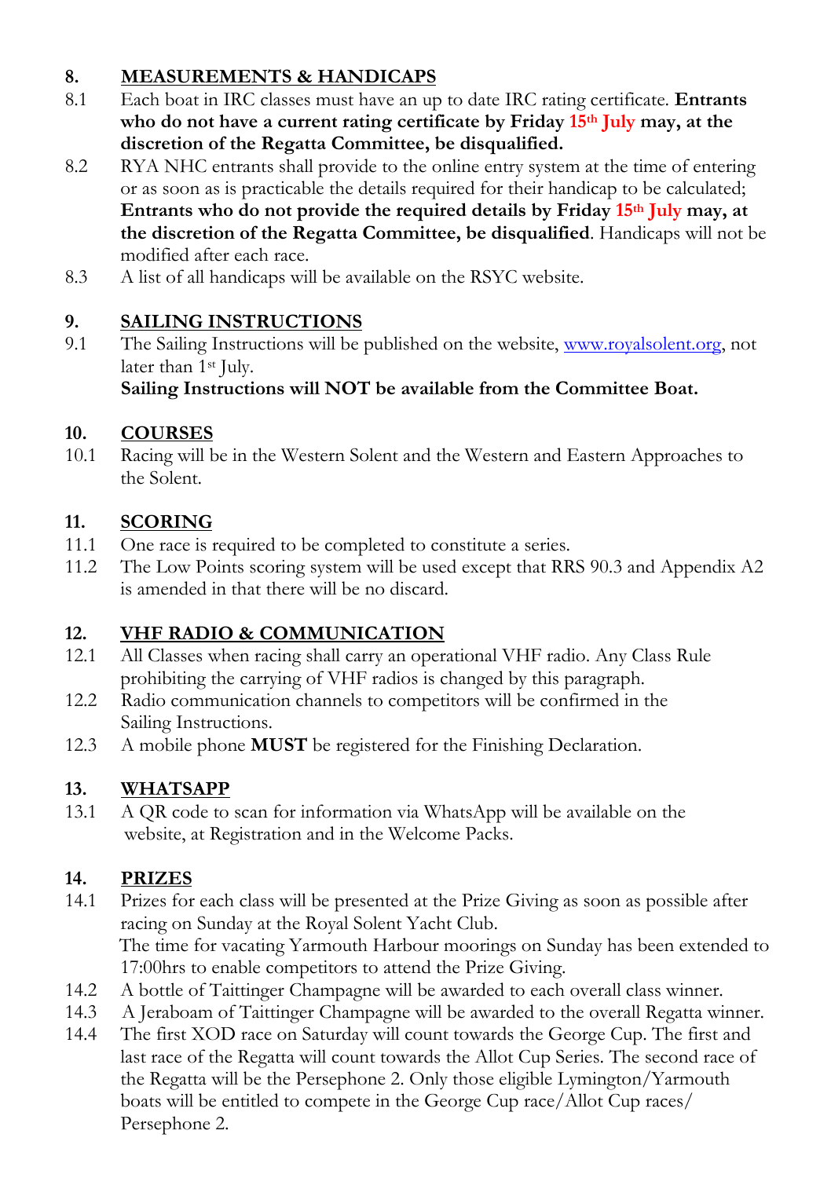## 8. MEASUREMENTS & HANDICAPS

8.1 Each boat in IRC classes must have an up to date IRC rating certificate. **Entrants who do not have a current rating certificate by Friday 15th July may, at the discretion of the Regatta Committee, be disqualified.**

8.2 RYA NHC entrants shall provide to the online entry system at the time of entering or as soon as is practicable the details required for their handicap to be calculated; **Entrants who do not provide the required details by Friday 15th July may, at the discretion of the Regatta Committee, be disqualified**. Handicaps will not be modified after each race.

8.3 A list of all handicaps will be available on the RSYC website.

## 9. SAILING INSTRUCTIONS

9.1 The Sailing Instructions will be published on the website, www.royalsolent.org, not later than 1st July.
**Sailing Instructions will NOT be available from the Committee Boat.**

## 10. COURSES

10.1 Racing will be in the Western Solent and the Western and Eastern Approaches to the Solent.

## 11. SCORING

11.1 One race is required to be completed to constitute a series.

11.2 The Low Points scoring system will be used except that RRS 90.3 and Appendix A2 is amended in that there will be no discard.

## 12. VHF RADIO & COMMUNICATION

12.1 All Classes when racing shall carry an operational VHF radio. Any Class Rule prohibiting the carrying of VHF radios is changed by this paragraph.

12.2 Radio communication channels to competitors will be confirmed in the Sailing Instructions.

12.3 A mobile phone **MUST** be registered for the Finishing Declaration.

## 13. WHATSAPP

13.1 A QR code to scan for information via WhatsApp will be available on the website, at Registration and in the Welcome Packs.

## 14. PRIZES

14.1 Prizes for each class will be presented at the Prize Giving as soon as possible after racing on Sunday at the Royal Solent Yacht Club.
The time for vacating Yarmouth Harbour moorings on Sunday has been extended to 17:00hrs to enable competitors to attend the Prize Giving.

14.2 A bottle of Taittinger Champagne will be awarded to each overall class winner.

14.3 A Jeraboam of Taittinger Champagne will be awarded to the overall Regatta winner.

14.4 The first XOD race on Saturday will count towards the George Cup. The first and last race of the Regatta will count towards the Allot Cup Series. The second race of the Regatta will be the Persephone 2. Only those eligible Lymington/Yarmouth boats will be entitled to compete in the George Cup race/Allot Cup races/ Persephone 2.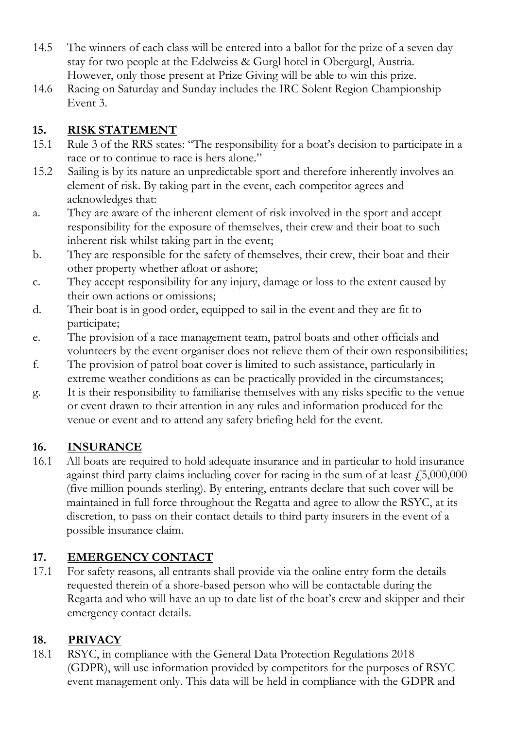14.5 The winners of each class will be entered into a ballot for the prize of a seven day stay for two people at the Edelweiss & Gurgl hotel in Obergurgl, Austria. However, only those present at Prize Giving will be able to win this prize.

14.6 Racing on Saturday and Sunday includes the IRC Solent Region Championship Event 3.

## 15. RISK STATEMENT

15.1 Rule 3 of the RRS states: "The responsibility for a boat's decision to participate in a race or to continue to race is hers alone."

15.2 Sailing is by its nature an unpredictable sport and therefore inherently involves an element of risk. By taking part in the event, each competitor agrees and acknowledges that:

a. They are aware of the inherent element of risk involved in the sport and accept responsibility for the exposure of themselves, their crew and their boat to such inherent risk whilst taking part in the event;

b. They are responsible for the safety of themselves, their crew, their boat and their other property whether afloat or ashore;

c. They accept responsibility for any injury, damage or loss to the extent caused by their own actions or omissions;

d. Their boat is in good order, equipped to sail in the event and they are fit to participate;

e. The provision of a race management team, patrol boats and other officials and volunteers by the event organiser does not relieve them of their own responsibilities;

f. The provision of patrol boat cover is limited to such assistance, particularly in extreme weather conditions as can be practically provided in the circumstances;

g. It is their responsibility to familiarise themselves with any risks specific to the venue or event drawn to their attention in any rules and information produced for the venue or event and to attend any safety briefing held for the event.

## 16. INSURANCE

16.1 All boats are required to hold adequate insurance and in particular to hold insurance against third party claims including cover for racing in the sum of at least £5,000,000 (five million pounds sterling). By entering, entrants declare that such cover will be maintained in full force throughout the Regatta and agree to allow the RSYC, at its discretion, to pass on their contact details to third party insurers in the event of a possible insurance claim.

## 17. EMERGENCY CONTACT

17.1 For safety reasons, all entrants shall provide via the online entry form the details requested therein of a shore-based person who will be contactable during the Regatta and who will have an up to date list of the boat's crew and skipper and their emergency contact details.

## 18. PRIVACY

18.1 RSYC, in compliance with the General Data Protection Regulations 2018 (GDPR), will use information provided by competitors for the purposes of RSYC event management only. This data will be held in compliance with the GDPR and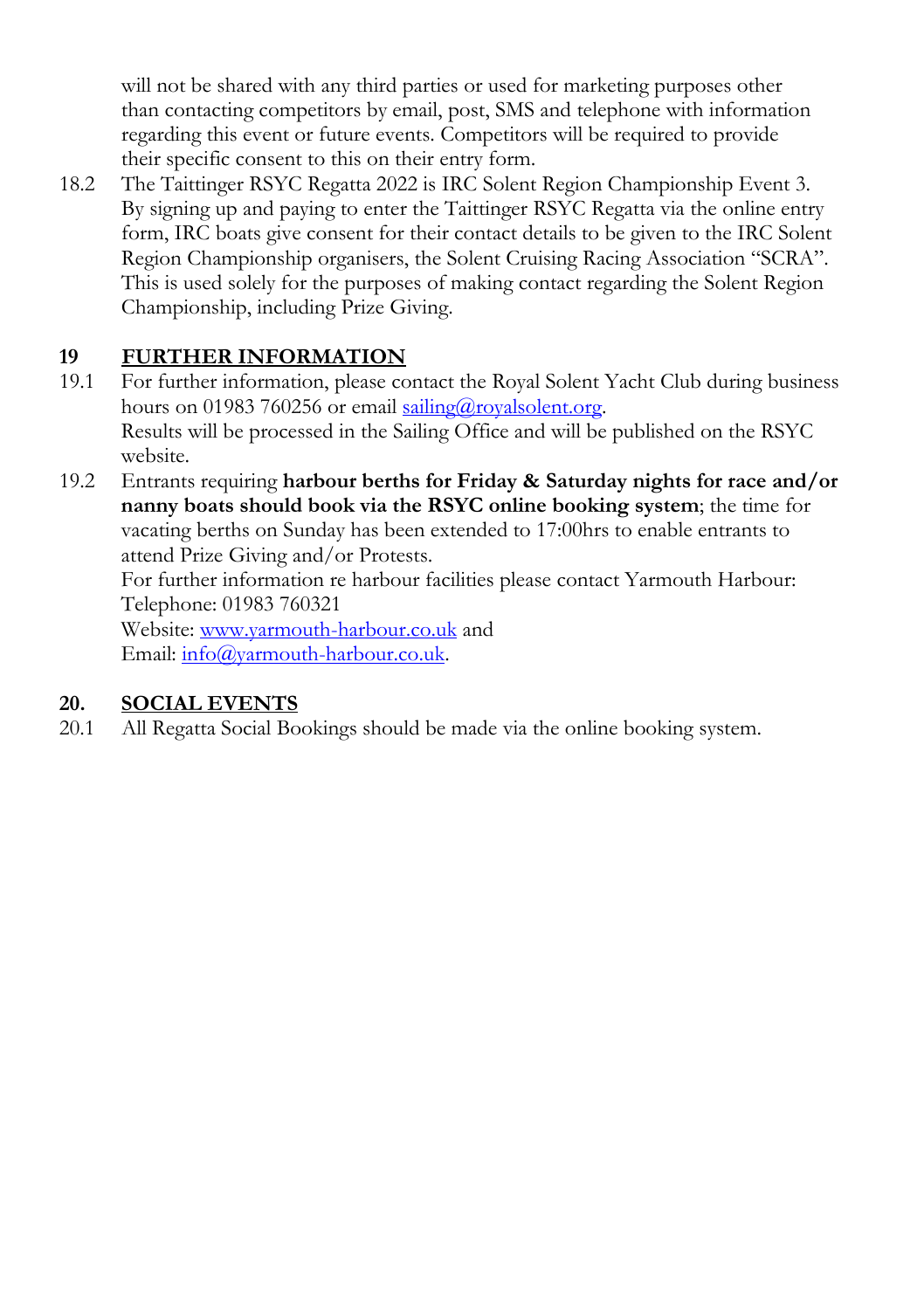will not be shared with any third parties or used for marketing purposes other than contacting competitors by email, post, SMS and telephone with information regarding this event or future events. Competitors will be required to provide their specific consent to this on their entry form.

18.2 The Taittinger RSYC Regatta 2022 is IRC Solent Region Championship Event 3. By signing up and paying to enter the Taittinger RSYC Regatta via the online entry form, IRC boats give consent for their contact details to be given to the IRC Solent Region Championship organisers, the Solent Cruising Racing Association "SCRA". This is used solely for the purposes of making contact regarding the Solent Region Championship, including Prize Giving.

## 19 FURTHER INFORMATION

19.1 For further information, please contact the Royal Solent Yacht Club during business hours on 01983 760256 or email sailing@royalsolent.org.
Results will be processed in the Sailing Office and will be published on the RSYC website.

19.2 Entrants requiring **harbour berths for Friday & Saturday nights for race and/or nanny boats should book via the RSYC online booking system**; the time for vacating berths on Sunday has been extended to 17:00hrs to enable entrants to attend Prize Giving and/or Protests.
For further information re harbour facilities please contact Yarmouth Harbour:
Telephone: 01983 760321
Website: www.yarmouth-harbour.co.uk and
Email: info@yarmouth-harbour.co.uk.

## 20. SOCIAL EVENTS

20.1 All Regatta Social Bookings should be made via the online booking system.